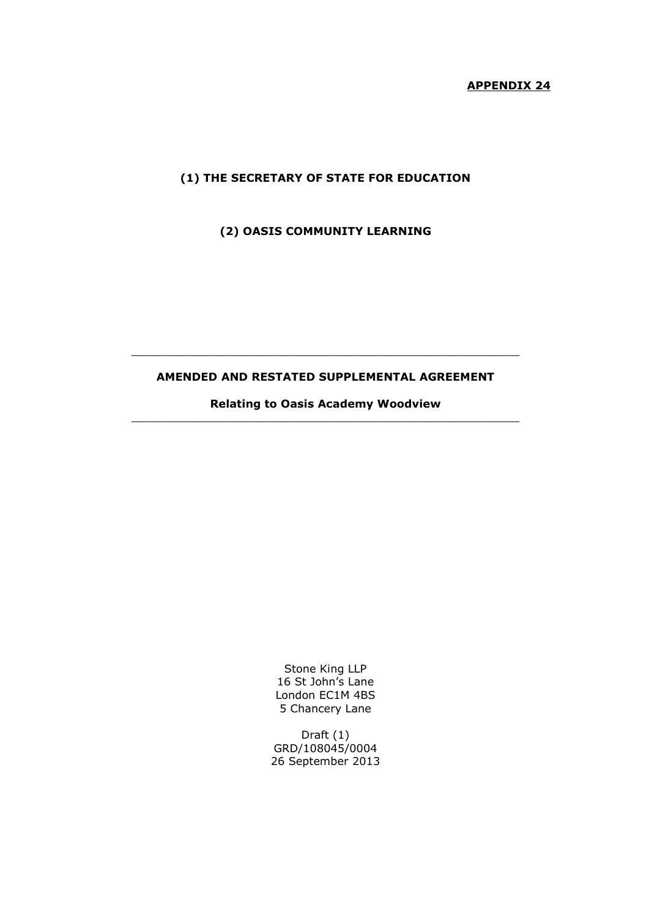**APPENDIX 24**

**(1) THE SECRETARY OF STATE FOR EDUCATION**

**(2) OASIS COMMUNITY LEARNING**

---

**AMENDED AND RESTATED SUPPLEMENTAL AGREEMENT**

**Relating to Oasis Academy Woodview**

---

Stone King LLP
16 St John's Lane
London EC1M 4BS
5 Chancery Lane

Draft (1)
GRD/108045/0004
26 September 2013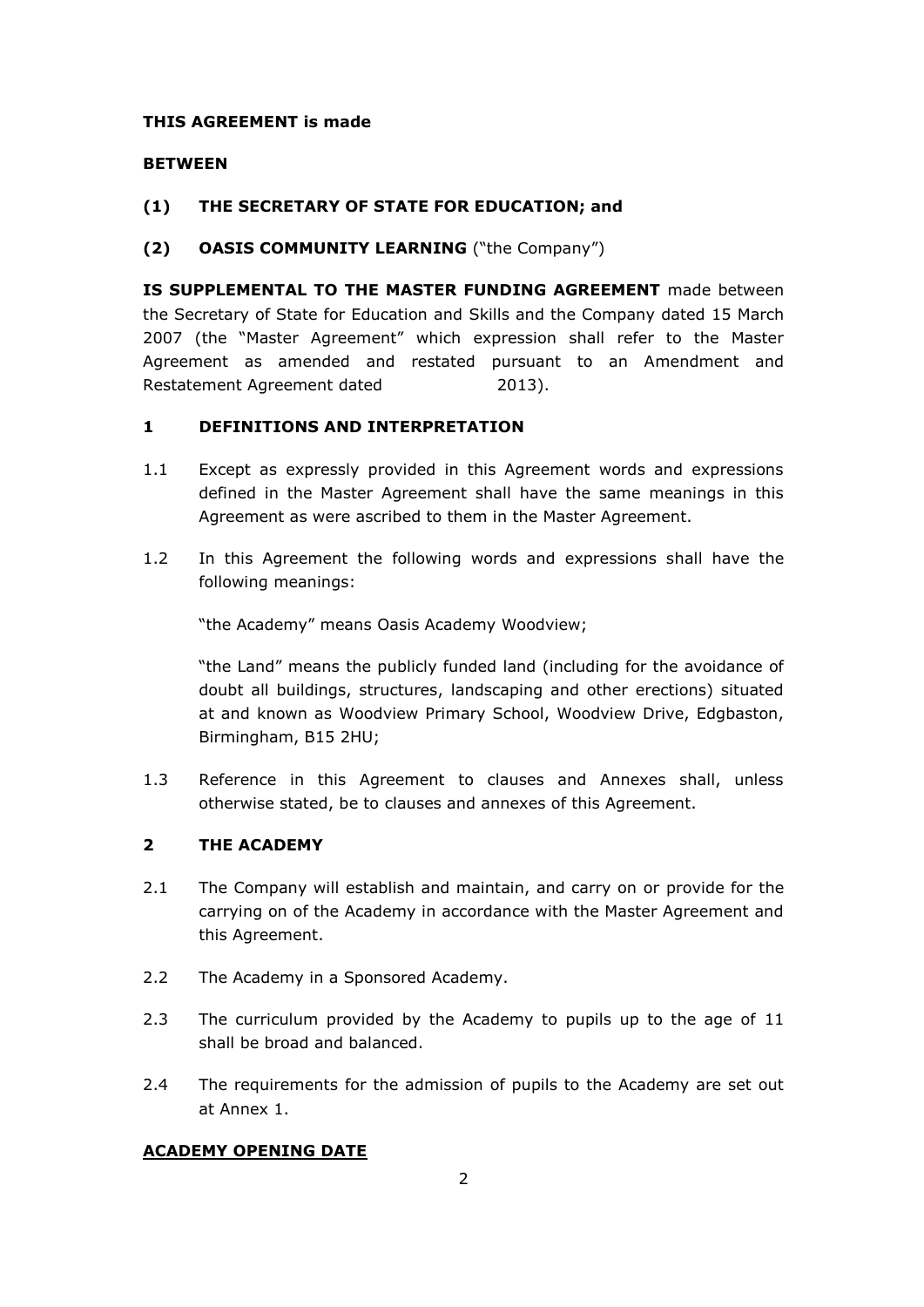**THIS AGREEMENT is made**

**BETWEEN**

**(1) THE SECRETARY OF STATE FOR EDUCATION; and**

**(2) OASIS COMMUNITY LEARNING** ("the Company")

**IS SUPPLEMENTAL TO THE MASTER FUNDING AGREEMENT** made between the Secretary of State for Education and Skills and the Company dated 15 March 2007 (the "Master Agreement" which expression shall refer to the Master Agreement as amended and restated pursuant to an Amendment and Restatement Agreement dated 2013).

## 1 DEFINITIONS AND INTERPRETATION

1.1 Except as expressly provided in this Agreement words and expressions defined in the Master Agreement shall have the same meanings in this Agreement as were ascribed to them in the Master Agreement.

1.2 In this Agreement the following words and expressions shall have the following meanings:

"the Academy" means Oasis Academy Woodview;

"the Land" means the publicly funded land (including for the avoidance of doubt all buildings, structures, landscaping and other erections) situated at and known as Woodview Primary School, Woodview Drive, Edgbaston, Birmingham, B15 2HU;

1.3 Reference in this Agreement to clauses and Annexes shall, unless otherwise stated, be to clauses and annexes of this Agreement.

## 2 THE ACADEMY

2.1 The Company will establish and maintain, and carry on or provide for the carrying on of the Academy in accordance with the Master Agreement and this Agreement.

2.2 The Academy in a Sponsored Academy.

2.3 The curriculum provided by the Academy to pupils up to the age of 11 shall be broad and balanced.

2.4 The requirements for the admission of pupils to the Academy are set out at Annex 1.

**ACADEMY OPENING DATE**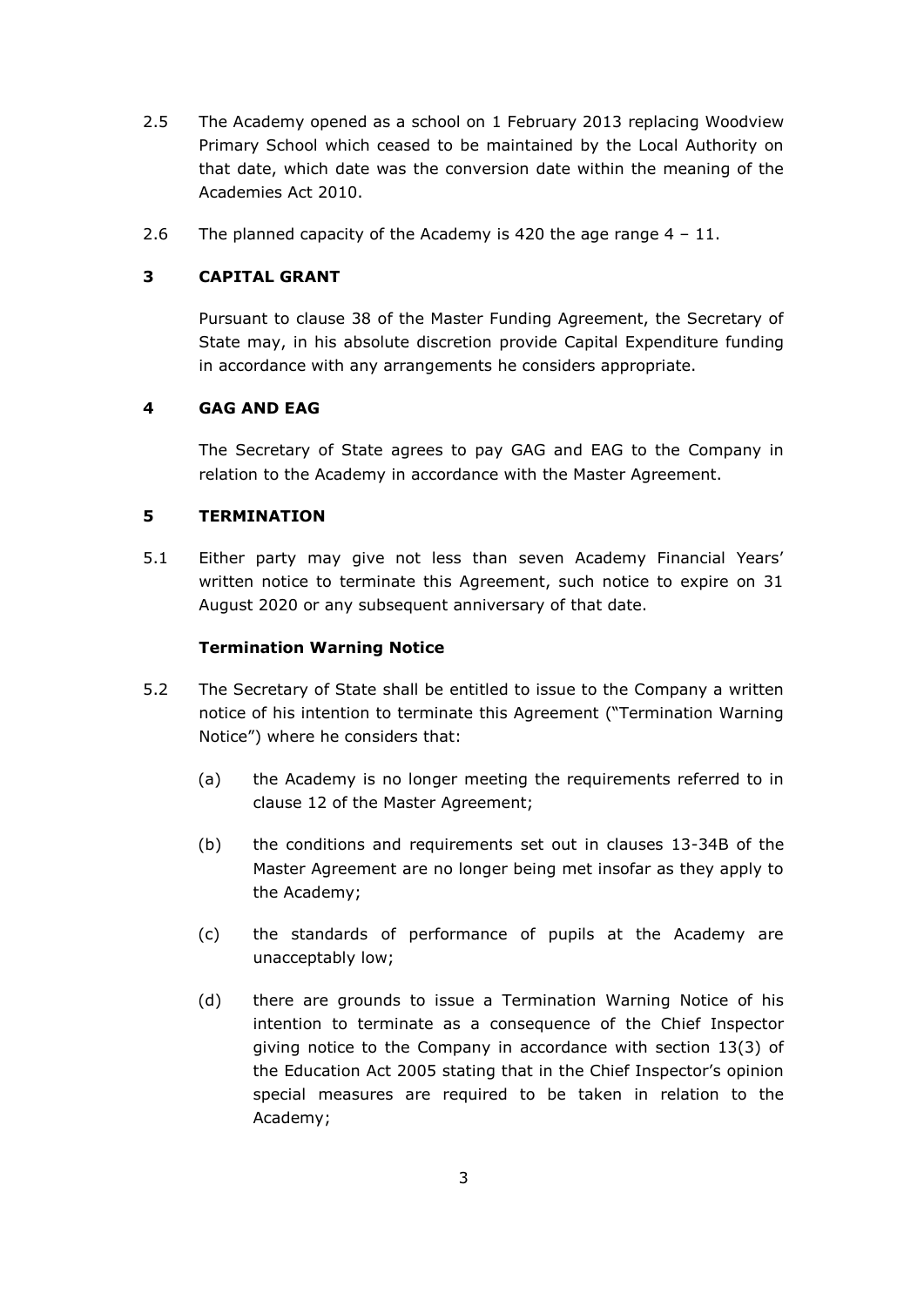2.5 The Academy opened as a school on 1 February 2013 replacing Woodview Primary School which ceased to be maintained by the Local Authority on that date, which date was the conversion date within the meaning of the Academies Act 2010.

2.6 The planned capacity of the Academy is 420 the age range 4 – 11.

## 3 CAPITAL GRANT

Pursuant to clause 38 of the Master Funding Agreement, the Secretary of State may, in his absolute discretion provide Capital Expenditure funding in accordance with any arrangements he considers appropriate.

## 4 GAG AND EAG

The Secretary of State agrees to pay GAG and EAG to the Company in relation to the Academy in accordance with the Master Agreement.

## 5 TERMINATION

5.1 Either party may give not less than seven Academy Financial Years' written notice to terminate this Agreement, such notice to expire on 31 August 2020 or any subsequent anniversary of that date.

**Termination Warning Notice**

5.2 The Secretary of State shall be entitled to issue to the Company a written notice of his intention to terminate this Agreement ("Termination Warning Notice") where he considers that:

(a) the Academy is no longer meeting the requirements referred to in clause 12 of the Master Agreement;

(b) the conditions and requirements set out in clauses 13-34B of the Master Agreement are no longer being met insofar as they apply to the Academy;

(c) the standards of performance of pupils at the Academy are unacceptably low;

(d) there are grounds to issue a Termination Warning Notice of his intention to terminate as a consequence of the Chief Inspector giving notice to the Company in accordance with section 13(3) of the Education Act 2005 stating that in the Chief Inspector's opinion special measures are required to be taken in relation to the Academy;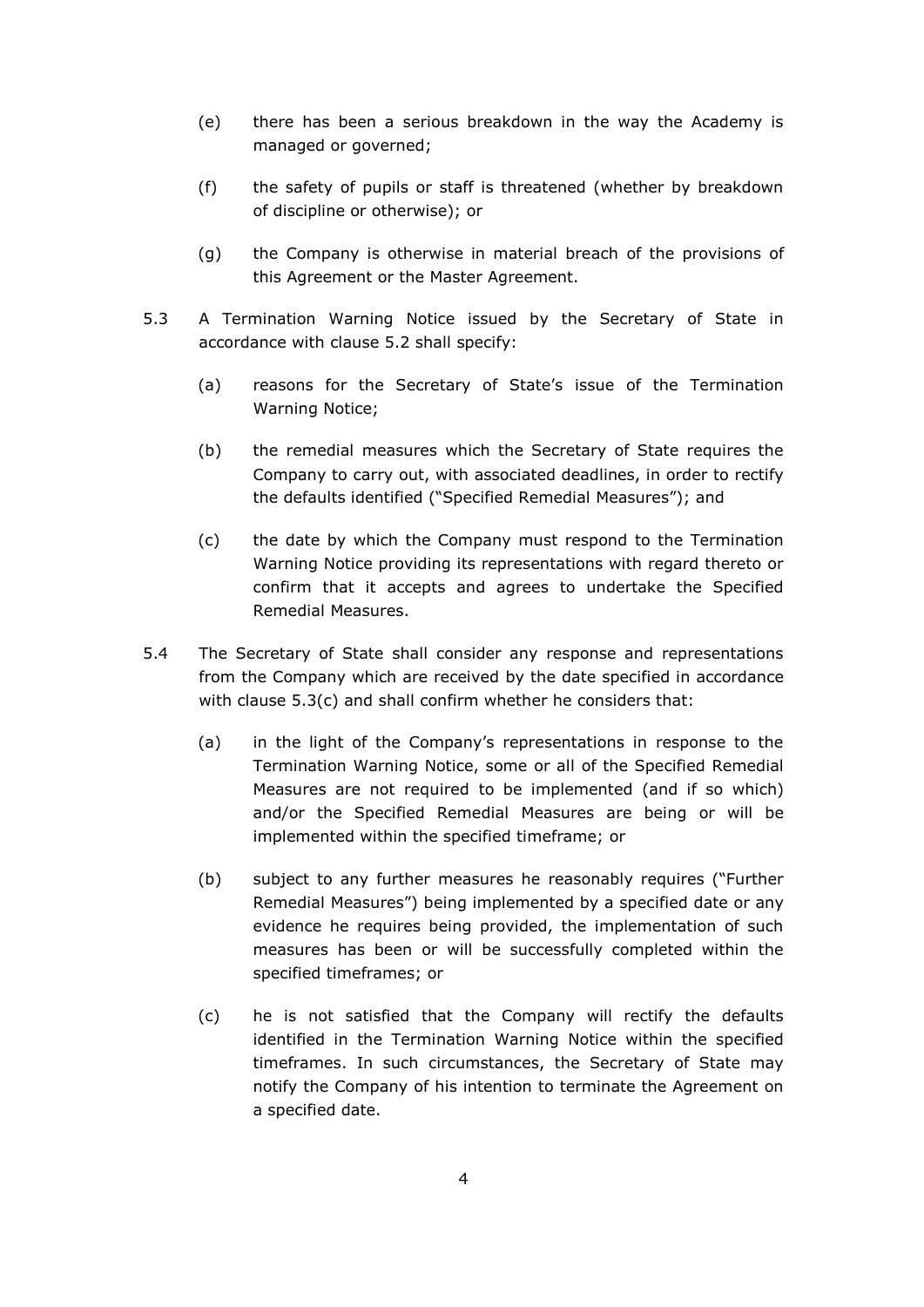(e) there has been a serious breakdown in the way the Academy is managed or governed;

(f) the safety of pupils or staff is threatened (whether by breakdown of discipline or otherwise); or

(g) the Company is otherwise in material breach of the provisions of this Agreement or the Master Agreement.

5.3 A Termination Warning Notice issued by the Secretary of State in accordance with clause 5.2 shall specify:

(a) reasons for the Secretary of State's issue of the Termination Warning Notice;

(b) the remedial measures which the Secretary of State requires the Company to carry out, with associated deadlines, in order to rectify the defaults identified ("Specified Remedial Measures"); and

(c) the date by which the Company must respond to the Termination Warning Notice providing its representations with regard thereto or confirm that it accepts and agrees to undertake the Specified Remedial Measures.

5.4 The Secretary of State shall consider any response and representations from the Company which are received by the date specified in accordance with clause 5.3(c) and shall confirm whether he considers that:

(a) in the light of the Company's representations in response to the Termination Warning Notice, some or all of the Specified Remedial Measures are not required to be implemented (and if so which) and/or the Specified Remedial Measures are being or will be implemented within the specified timeframe; or

(b) subject to any further measures he reasonably requires ("Further Remedial Measures") being implemented by a specified date or any evidence he requires being provided, the implementation of such measures has been or will be successfully completed within the specified timeframes; or

(c) he is not satisfied that the Company will rectify the defaults identified in the Termination Warning Notice within the specified timeframes. In such circumstances, the Secretary of State may notify the Company of his intention to terminate the Agreement on a specified date.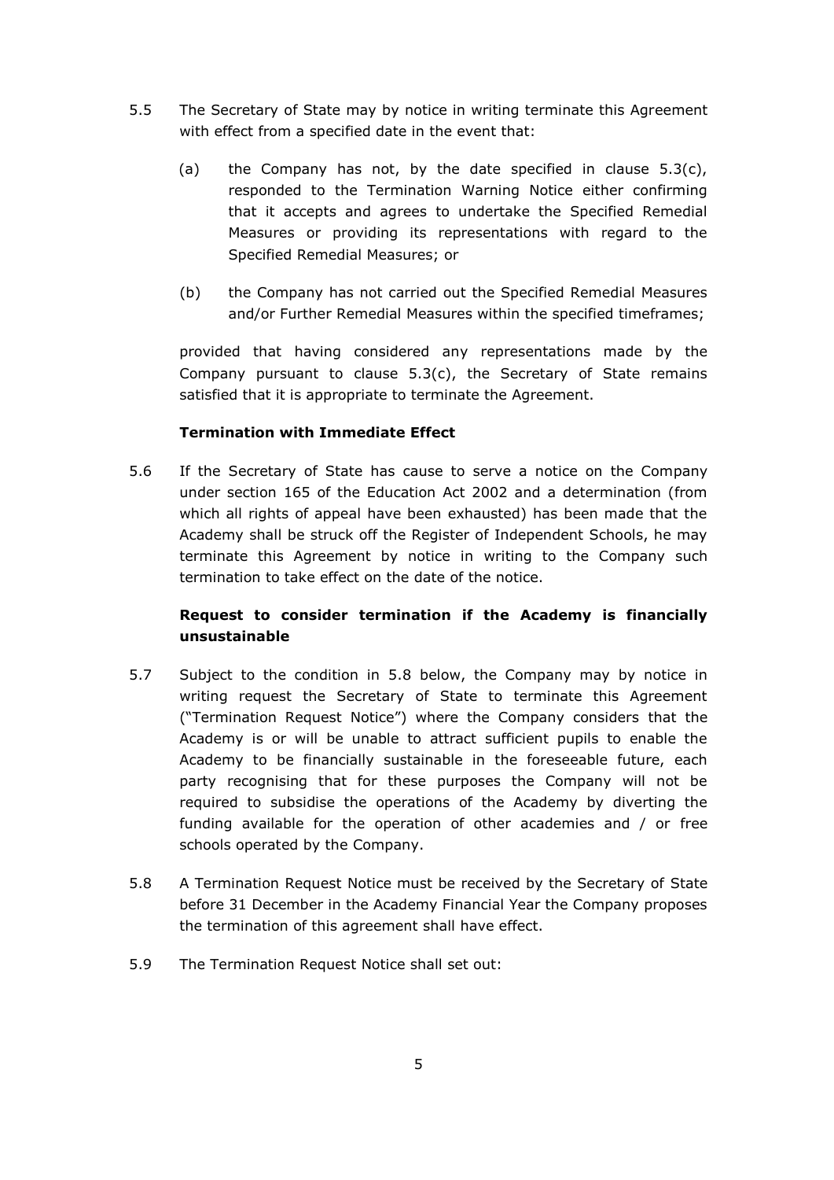5.5 The Secretary of State may by notice in writing terminate this Agreement with effect from a specified date in the event that:

  (a) the Company has not, by the date specified in clause 5.3(c), responded to the Termination Warning Notice either confirming that it accepts and agrees to undertake the Specified Remedial Measures or providing its representations with regard to the Specified Remedial Measures; or

  (b) the Company has not carried out the Specified Remedial Measures and/or Further Remedial Measures within the specified timeframes;

  provided that having considered any representations made by the Company pursuant to clause 5.3(c), the Secretary of State remains satisfied that it is appropriate to terminate the Agreement.

**Termination with Immediate Effect**

5.6 If the Secretary of State has cause to serve a notice on the Company under section 165 of the Education Act 2002 and a determination (from which all rights of appeal have been exhausted) has been made that the Academy shall be struck off the Register of Independent Schools, he may terminate this Agreement by notice in writing to the Company such termination to take effect on the date of the notice.

**Request to consider termination if the Academy is financially unsustainable**

5.7 Subject to the condition in 5.8 below, the Company may by notice in writing request the Secretary of State to terminate this Agreement ("Termination Request Notice") where the Company considers that the Academy is or will be unable to attract sufficient pupils to enable the Academy to be financially sustainable in the foreseeable future, each party recognising that for these purposes the Company will not be required to subsidise the operations of the Academy by diverting the funding available for the operation of other academies and / or free schools operated by the Company.

5.8 A Termination Request Notice must be received by the Secretary of State before 31 December in the Academy Financial Year the Company proposes the termination of this agreement shall have effect.

5.9 The Termination Request Notice shall set out: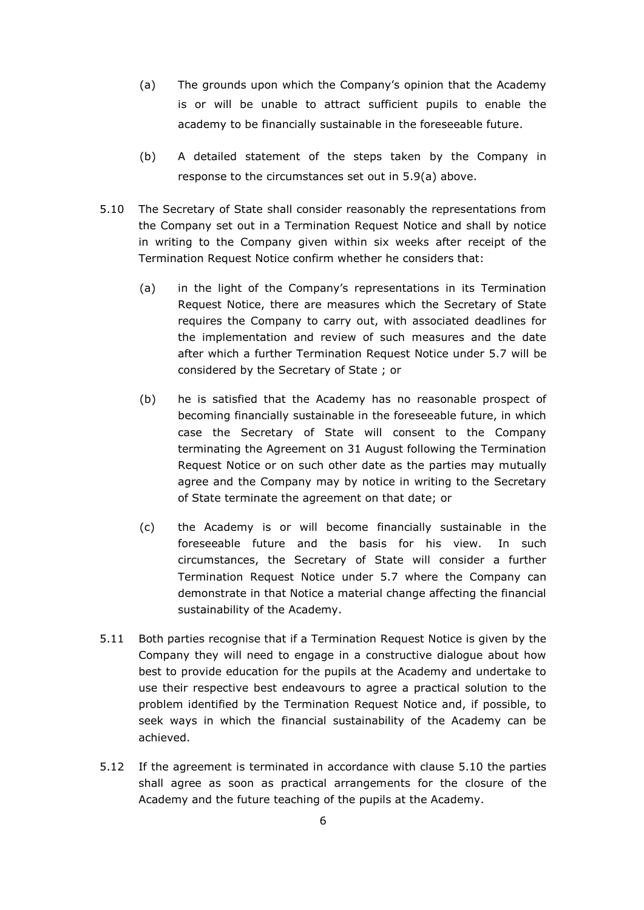(a) The grounds upon which the Company's opinion that the Academy is or will be unable to attract sufficient pupils to enable the academy to be financially sustainable in the foreseeable future.

(b) A detailed statement of the steps taken by the Company in response to the circumstances set out in 5.9(a) above.

5.10 The Secretary of State shall consider reasonably the representations from the Company set out in a Termination Request Notice and shall by notice in writing to the Company given within six weeks after receipt of the Termination Request Notice confirm whether he considers that:

(a) in the light of the Company's representations in its Termination Request Notice, there are measures which the Secretary of State requires the Company to carry out, with associated deadlines for the implementation and review of such measures and the date after which a further Termination Request Notice under 5.7 will be considered by the Secretary of State ; or

(b) he is satisfied that the Academy has no reasonable prospect of becoming financially sustainable in the foreseeable future, in which case the Secretary of State will consent to the Company terminating the Agreement on 31 August following the Termination Request Notice or on such other date as the parties may mutually agree and the Company may by notice in writing to the Secretary of State terminate the agreement on that date; or

(c) the Academy is or will become financially sustainable in the foreseeable future and the basis for his view. In such circumstances, the Secretary of State will consider a further Termination Request Notice under 5.7 where the Company can demonstrate in that Notice a material change affecting the financial sustainability of the Academy.

5.11 Both parties recognise that if a Termination Request Notice is given by the Company they will need to engage in a constructive dialogue about how best to provide education for the pupils at the Academy and undertake to use their respective best endeavours to agree a practical solution to the problem identified by the Termination Request Notice and, if possible, to seek ways in which the financial sustainability of the Academy can be achieved.

5.12 If the agreement is terminated in accordance with clause 5.10 the parties shall agree as soon as practical arrangements for the closure of the Academy and the future teaching of the pupils at the Academy.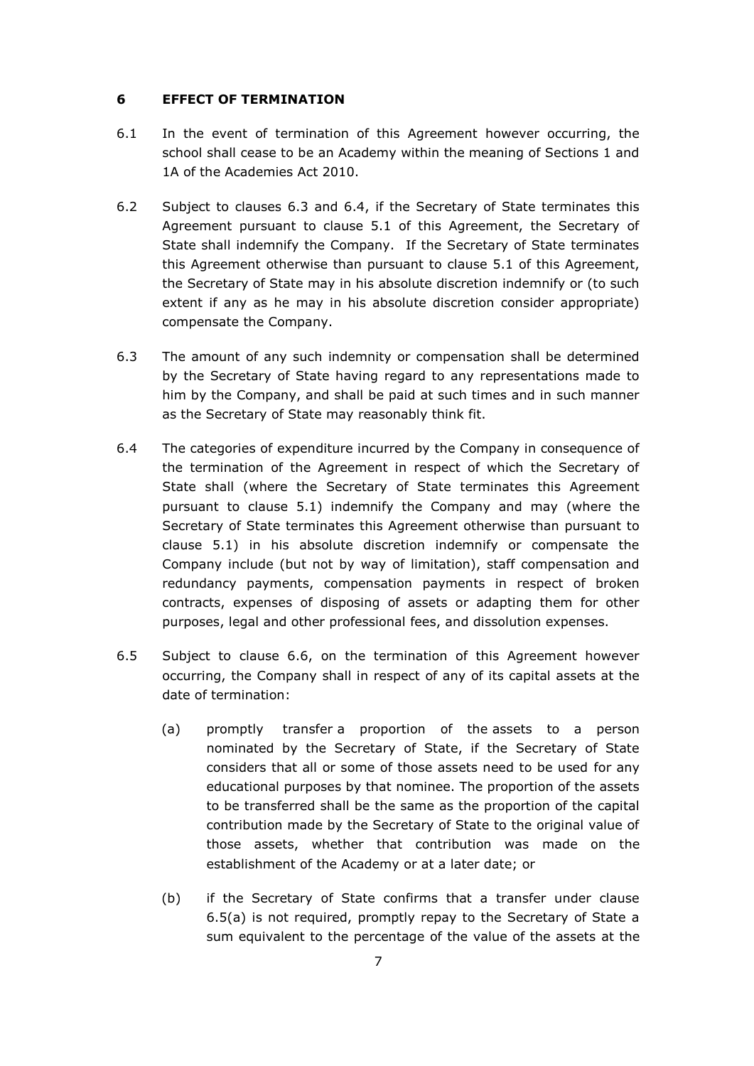## 6 EFFECT OF TERMINATION

6.1 In the event of termination of this Agreement however occurring, the school shall cease to be an Academy within the meaning of Sections 1 and 1A of the Academies Act 2010.

6.2 Subject to clauses 6.3 and 6.4, if the Secretary of State terminates this Agreement pursuant to clause 5.1 of this Agreement, the Secretary of State shall indemnify the Company. If the Secretary of State terminates this Agreement otherwise than pursuant to clause 5.1 of this Agreement, the Secretary of State may in his absolute discretion indemnify or (to such extent if any as he may in his absolute discretion consider appropriate) compensate the Company.

6.3 The amount of any such indemnity or compensation shall be determined by the Secretary of State having regard to any representations made to him by the Company, and shall be paid at such times and in such manner as the Secretary of State may reasonably think fit.

6.4 The categories of expenditure incurred by the Company in consequence of the termination of the Agreement in respect of which the Secretary of State shall (where the Secretary of State terminates this Agreement pursuant to clause 5.1) indemnify the Company and may (where the Secretary of State terminates this Agreement otherwise than pursuant to clause 5.1) in his absolute discretion indemnify or compensate the Company include (but not by way of limitation), staff compensation and redundancy payments, compensation payments in respect of broken contracts, expenses of disposing of assets or adapting them for other purposes, legal and other professional fees, and dissolution expenses.

6.5 Subject to clause 6.6, on the termination of this Agreement however occurring, the Company shall in respect of any of its capital assets at the date of termination:

(a) promptly transfer a proportion of the assets to a person nominated by the Secretary of State, if the Secretary of State considers that all or some of those assets need to be used for any educational purposes by that nominee. The proportion of the assets to be transferred shall be the same as the proportion of the capital contribution made by the Secretary of State to the original value of those assets, whether that contribution was made on the establishment of the Academy or at a later date; or

(b) if the Secretary of State confirms that a transfer under clause 6.5(a) is not required, promptly repay to the Secretary of State a sum equivalent to the percentage of the value of the assets at the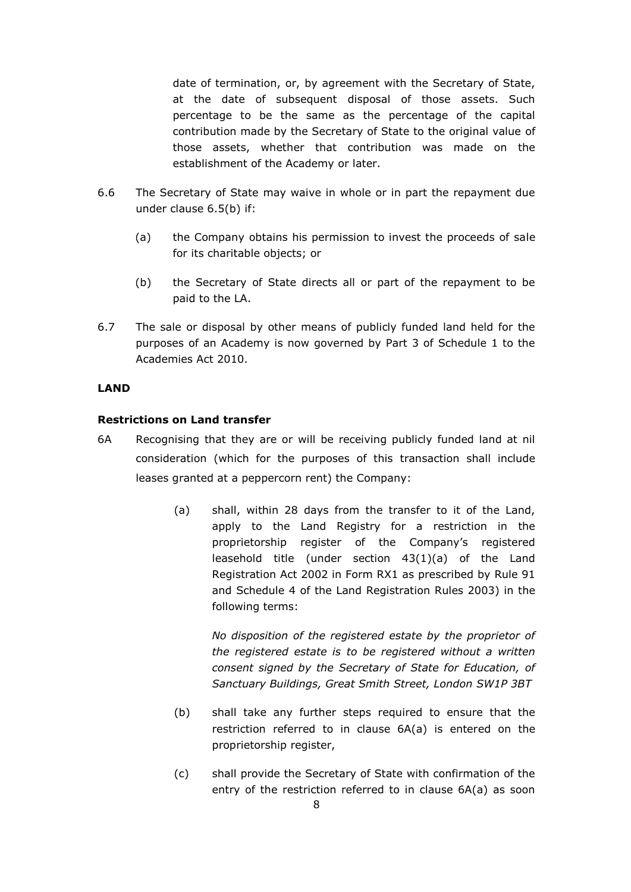date of termination, or, by agreement with the Secretary of State, at the date of subsequent disposal of those assets. Such percentage to be the same as the percentage of the capital contribution made by the Secretary of State to the original value of those assets, whether that contribution was made on the establishment of the Academy or later.

6.6 The Secretary of State may waive in whole or in part the repayment due under clause 6.5(b) if:

(a) the Company obtains his permission to invest the proceeds of sale for its charitable objects; or

(b) the Secretary of State directs all or part of the repayment to be paid to the LA.

6.7 The sale or disposal by other means of publicly funded land held for the purposes of an Academy is now governed by Part 3 of Schedule 1 to the Academies Act 2010.

**LAND**

**Restrictions on Land transfer**

6A Recognising that they are or will be receiving publicly funded land at nil consideration (which for the purposes of this transaction shall include leases granted at a peppercorn rent) the Company:

(a) shall, within 28 days from the transfer to it of the Land, apply to the Land Registry for a restriction in the proprietorship register of the Company's registered leasehold title (under section 43(1)(a) of the Land Registration Act 2002 in Form RX1 as prescribed by Rule 91 and Schedule 4 of the Land Registration Rules 2003) in the following terms:

*No disposition of the registered estate by the proprietor of the registered estate is to be registered without a written consent signed by the Secretary of State for Education, of Sanctuary Buildings, Great Smith Street, London SW1P 3BT*

(b) shall take any further steps required to ensure that the restriction referred to in clause 6A(a) is entered on the proprietorship register,

(c) shall provide the Secretary of State with confirmation of the entry of the restriction referred to in clause 6A(a) as soon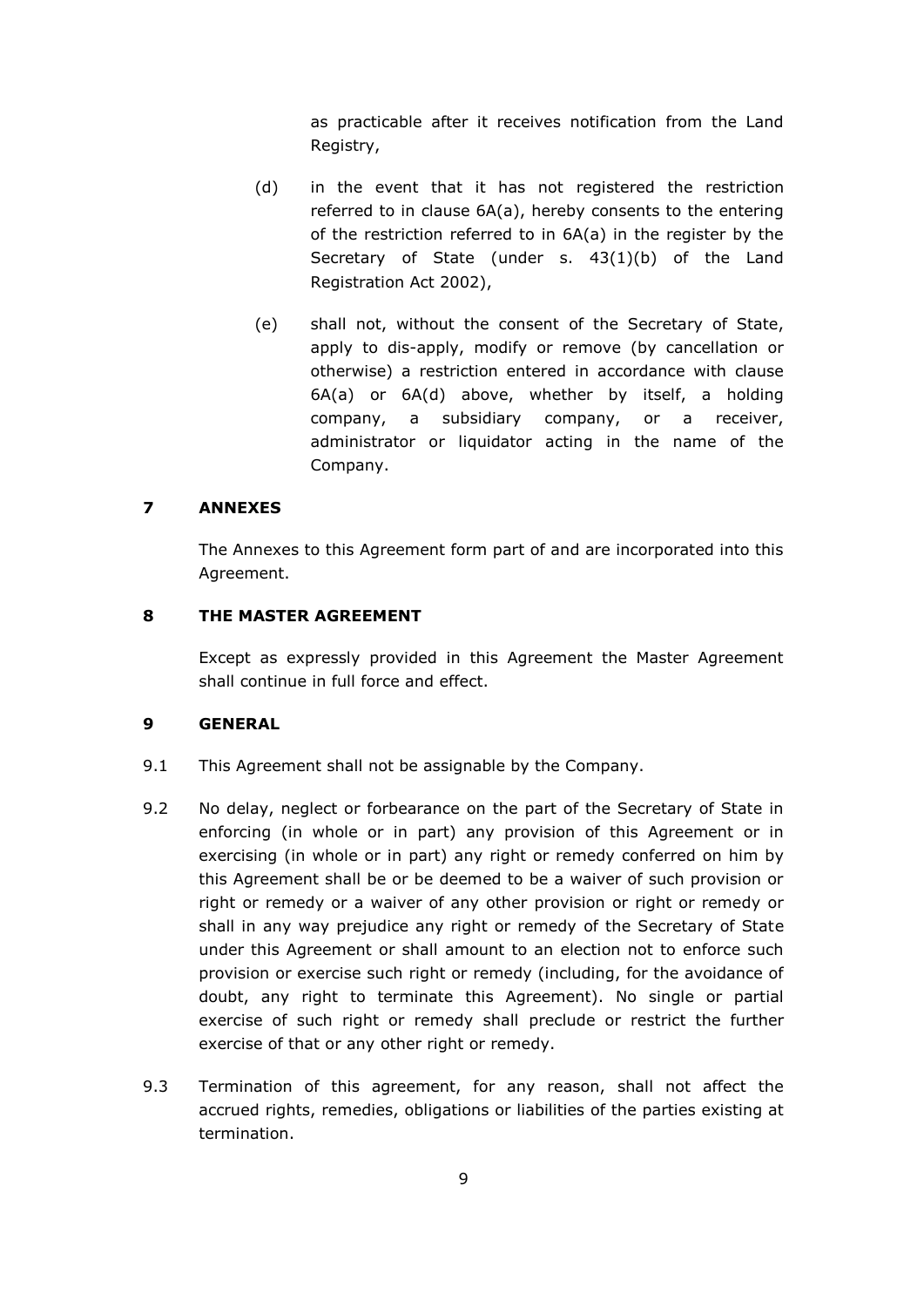as practicable after it receives notification from the Land Registry,

(d) in the event that it has not registered the restriction referred to in clause 6A(a), hereby consents to the entering of the restriction referred to in 6A(a) in the register by the Secretary of State (under s. 43(1)(b) of the Land Registration Act 2002),

(e) shall not, without the consent of the Secretary of State, apply to dis-apply, modify or remove (by cancellation or otherwise) a restriction entered in accordance with clause 6A(a) or 6A(d) above, whether by itself, a holding company, a subsidiary company, or a receiver, administrator or liquidator acting in the name of the Company.

## 7 ANNEXES

The Annexes to this Agreement form part of and are incorporated into this Agreement.

## 8 THE MASTER AGREEMENT

Except as expressly provided in this Agreement the Master Agreement shall continue in full force and effect.

## 9 GENERAL

9.1 This Agreement shall not be assignable by the Company.

9.2 No delay, neglect or forbearance on the part of the Secretary of State in enforcing (in whole or in part) any provision of this Agreement or in exercising (in whole or in part) any right or remedy conferred on him by this Agreement shall be or be deemed to be a waiver of such provision or right or remedy or a waiver of any other provision or right or remedy or shall in any way prejudice any right or remedy of the Secretary of State under this Agreement or shall amount to an election not to enforce such provision or exercise such right or remedy (including, for the avoidance of doubt, any right to terminate this Agreement). No single or partial exercise of such right or remedy shall preclude or restrict the further exercise of that or any other right or remedy.

9.3 Termination of this agreement, for any reason, shall not affect the accrued rights, remedies, obligations or liabilities of the parties existing at termination.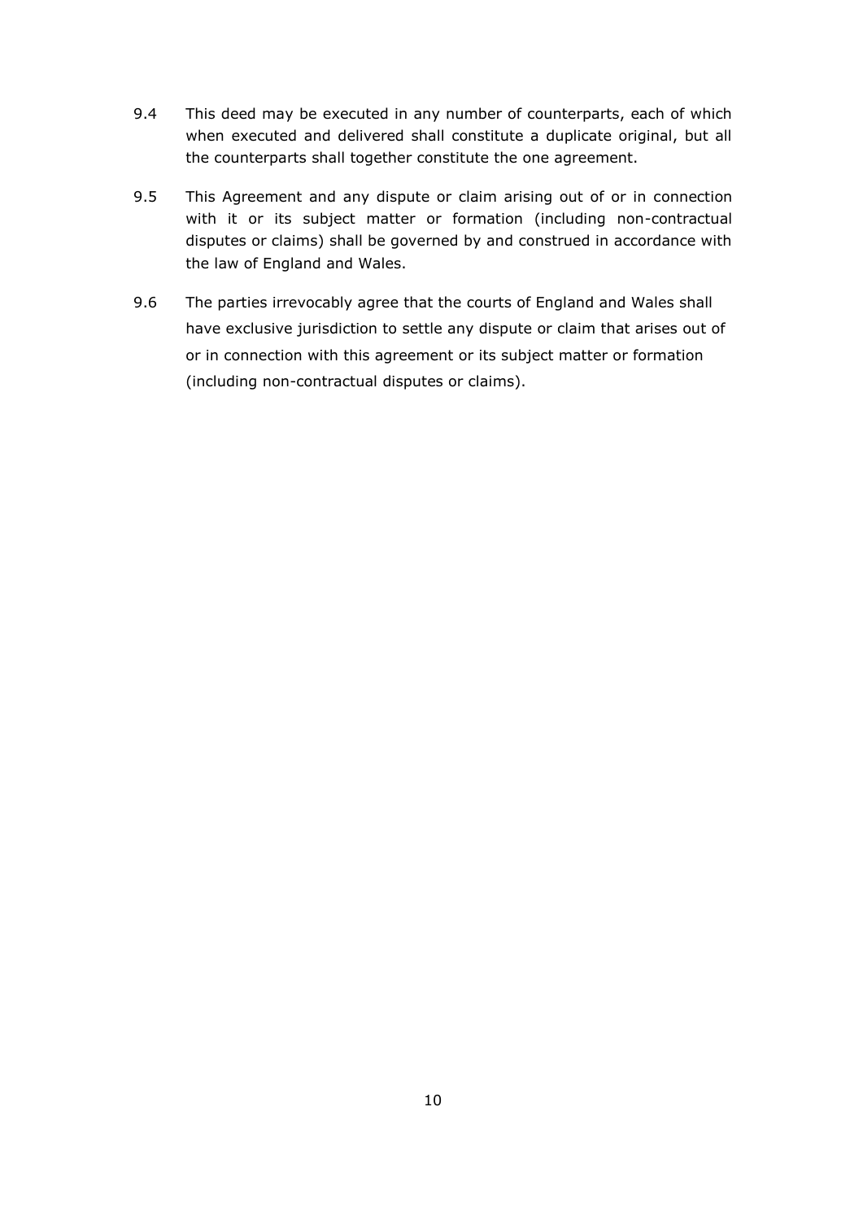9.4 This deed may be executed in any number of counterparts, each of which when executed and delivered shall constitute a duplicate original, but all the counterparts shall together constitute the one agreement.

9.5 This Agreement and any dispute or claim arising out of or in connection with it or its subject matter or formation (including non-contractual disputes or claims) shall be governed by and construed in accordance with the law of England and Wales.

9.6 The parties irrevocably agree that the courts of England and Wales shall have exclusive jurisdiction to settle any dispute or claim that arises out of or in connection with this agreement or its subject matter or formation (including non-contractual disputes or claims).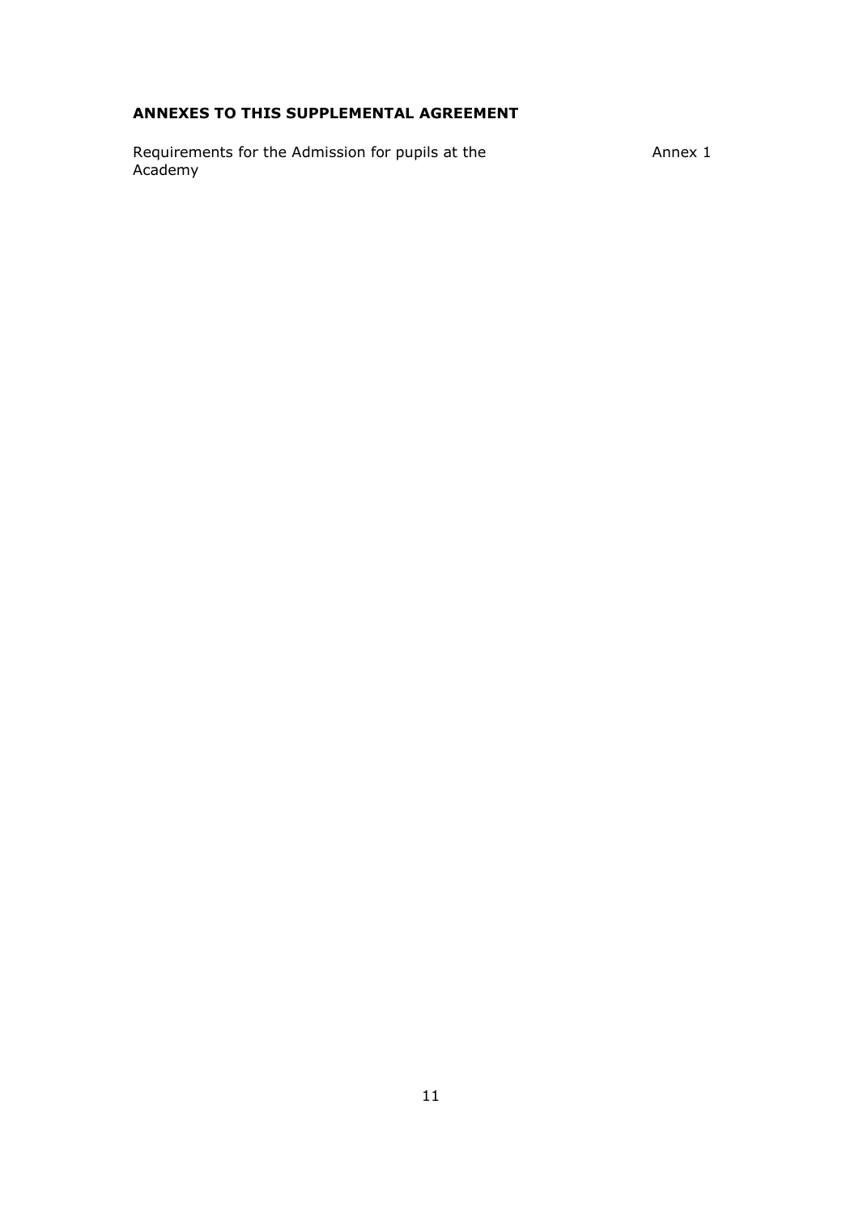**ANNEXES TO THIS SUPPLEMENTAL AGREEMENT**

| | |
|---|---|
| Requirements for the Admission for pupils at the Academy | Annex 1 |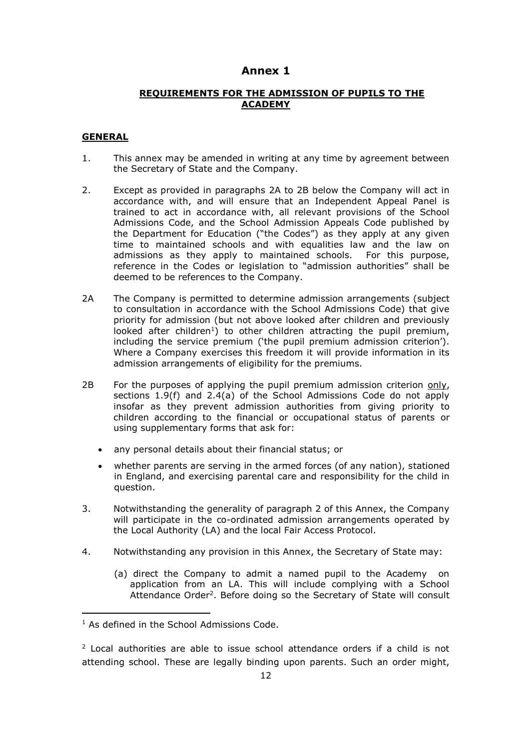# Annex 1

## REQUIREMENTS FOR THE ADMISSION OF PUPILS TO THE ACADEMY

### GENERAL

1. This annex may be amended in writing at any time by agreement between the Secretary of State and the Company.

2. Except as provided in paragraphs 2A to 2B below the Company will act in accordance with, and will ensure that an Independent Appeal Panel is trained to act in accordance with, all relevant provisions of the School Admissions Code, and the School Admission Appeals Code published by the Department for Education ("the Codes") as they apply at any given time to maintained schools and with equalities law and the law on admissions as they apply to maintained schools. For this purpose, reference in the Codes or legislation to "admission authorities" shall be deemed to be references to the Company.

2A The Company is permitted to determine admission arrangements (subject to consultation in accordance with the School Admissions Code) that give priority for admission (but not above looked after children and previously looked after children[1]) to other children attracting the pupil premium, including the service premium ('the pupil premium admission criterion'). Where a Company exercises this freedom it will provide information in its admission arrangements of eligibility for the premiums.

2B For the purposes of applying the pupil premium admission criterion only, sections 1.9(f) and 2.4(a) of the School Admissions Code do not apply insofar as they prevent admission authorities from giving priority to children according to the financial or occupational status of parents or using supplementary forms that ask for:

- any personal details about their financial status; or
- whether parents are serving in the armed forces (of any nation), stationed in England, and exercising parental care and responsibility for the child in question.

3. Notwithstanding the generality of paragraph 2 of this Annex, the Company will participate in the co-ordinated admission arrangements operated by the Local Authority (LA) and the local Fair Access Protocol.

4. Notwithstanding any provision in this Annex, the Secretary of State may:

   (a) direct the Company to admit a named pupil to the Academy on application from an LA. This will include complying with a School Attendance Order[2]. Before doing so the Secretary of State will consult

[1] As defined in the School Admissions Code.

[2] Local authorities are able to issue school attendance orders if a child is not attending school. These are legally binding upon parents. Such an order might,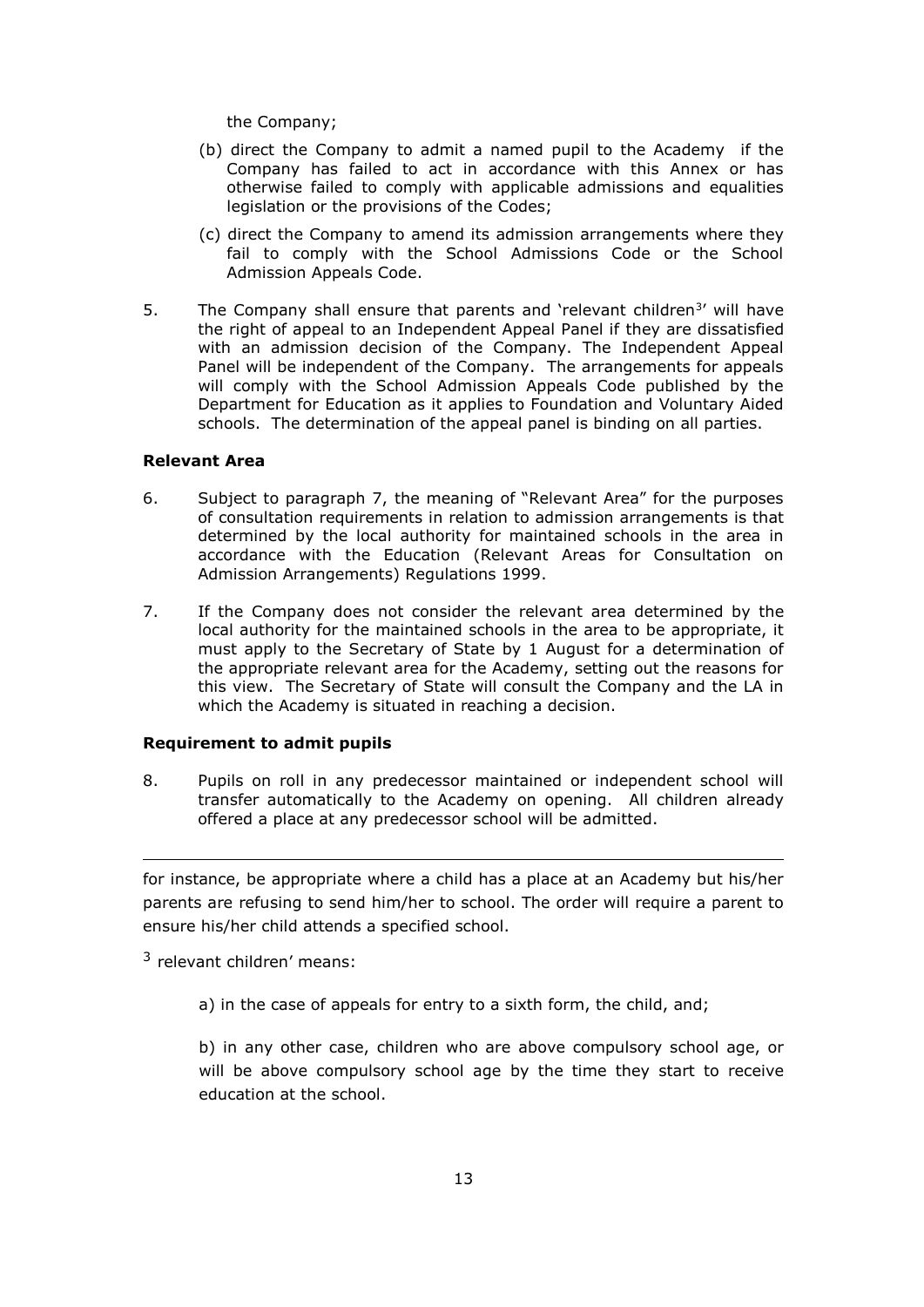the Company;

(b) direct the Company to admit a named pupil to the Academy if the Company has failed to act in accordance with this Annex or has otherwise failed to comply with applicable admissions and equalities legislation or the provisions of the Codes;

(c) direct the Company to amend its admission arrangements where they fail to comply with the School Admissions Code or the School Admission Appeals Code.

5. The Company shall ensure that parents and 'relevant children[3]' will have the right of appeal to an Independent Appeal Panel if they are dissatisfied with an admission decision of the Company. The Independent Appeal Panel will be independent of the Company. The arrangements for appeals will comply with the School Admission Appeals Code published by the Department for Education as it applies to Foundation and Voluntary Aided schools. The determination of the appeal panel is binding on all parties.

**Relevant Area**

6. Subject to paragraph 7, the meaning of "Relevant Area" for the purposes of consultation requirements in relation to admission arrangements is that determined by the local authority for maintained schools in the area in accordance with the Education (Relevant Areas for Consultation on Admission Arrangements) Regulations 1999.

7. If the Company does not consider the relevant area determined by the local authority for the maintained schools in the area to be appropriate, it must apply to the Secretary of State by 1 August for a determination of the appropriate relevant area for the Academy, setting out the reasons for this view. The Secretary of State will consult the Company and the LA in which the Academy is situated in reaching a decision.

**Requirement to admit pupils**

8. Pupils on roll in any predecessor maintained or independent school will transfer automatically to the Academy on opening. All children already offered a place at any predecessor school will be admitted.

---

for instance, be appropriate where a child has a place at an Academy but his/her parents are refusing to send him/her to school. The order will require a parent to ensure his/her child attends a specified school.

[3] relevant children' means:

a) in the case of appeals for entry to a sixth form, the child, and;

b) in any other case, children who are above compulsory school age, or will be above compulsory school age by the time they start to receive education at the school.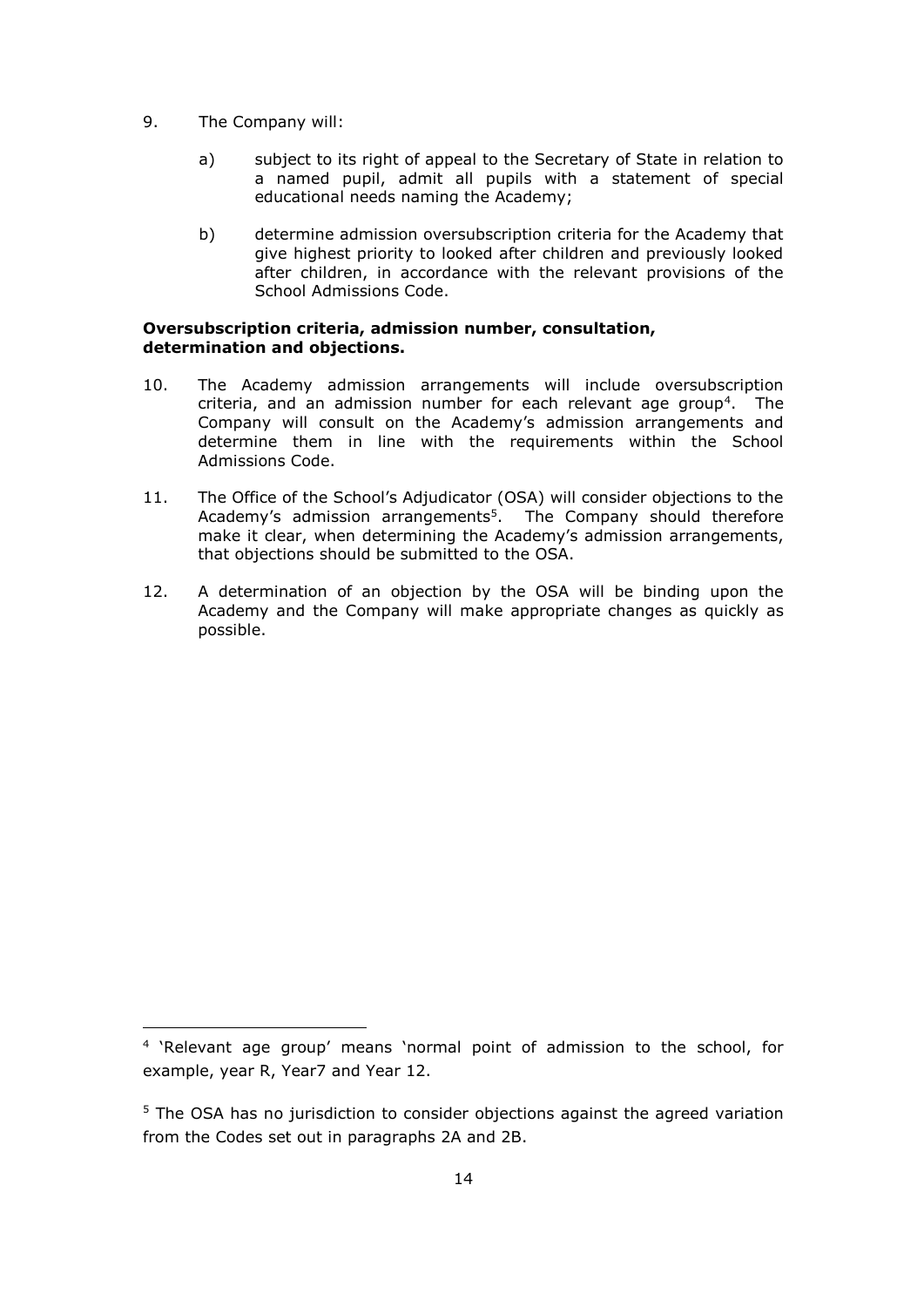9. The Company will:

   a) subject to its right of appeal to the Secretary of State in relation to a named pupil, admit all pupils with a statement of special educational needs naming the Academy;

   b) determine admission oversubscription criteria for the Academy that give highest priority to looked after children and previously looked after children, in accordance with the relevant provisions of the School Admissions Code.

**Oversubscription criteria, admission number, consultation, determination and objections.**

10. The Academy admission arrangements will include oversubscription criteria, and an admission number for each relevant age group[4]. The Company will consult on the Academy's admission arrangements and determine them in line with the requirements within the School Admissions Code.

11. The Office of the School's Adjudicator (OSA) will consider objections to the Academy's admission arrangements[5]. The Company should therefore make it clear, when determining the Academy's admission arrangements, that objections should be submitted to the OSA.

12. A determination of an objection by the OSA will be binding upon the Academy and the Company will make appropriate changes as quickly as possible.

---

[4] 'Relevant age group' means 'normal point of admission to the school, for example, year R, Year7 and Year 12.

[5] The OSA has no jurisdiction to consider objections against the agreed variation from the Codes set out in paragraphs 2A and 2B.